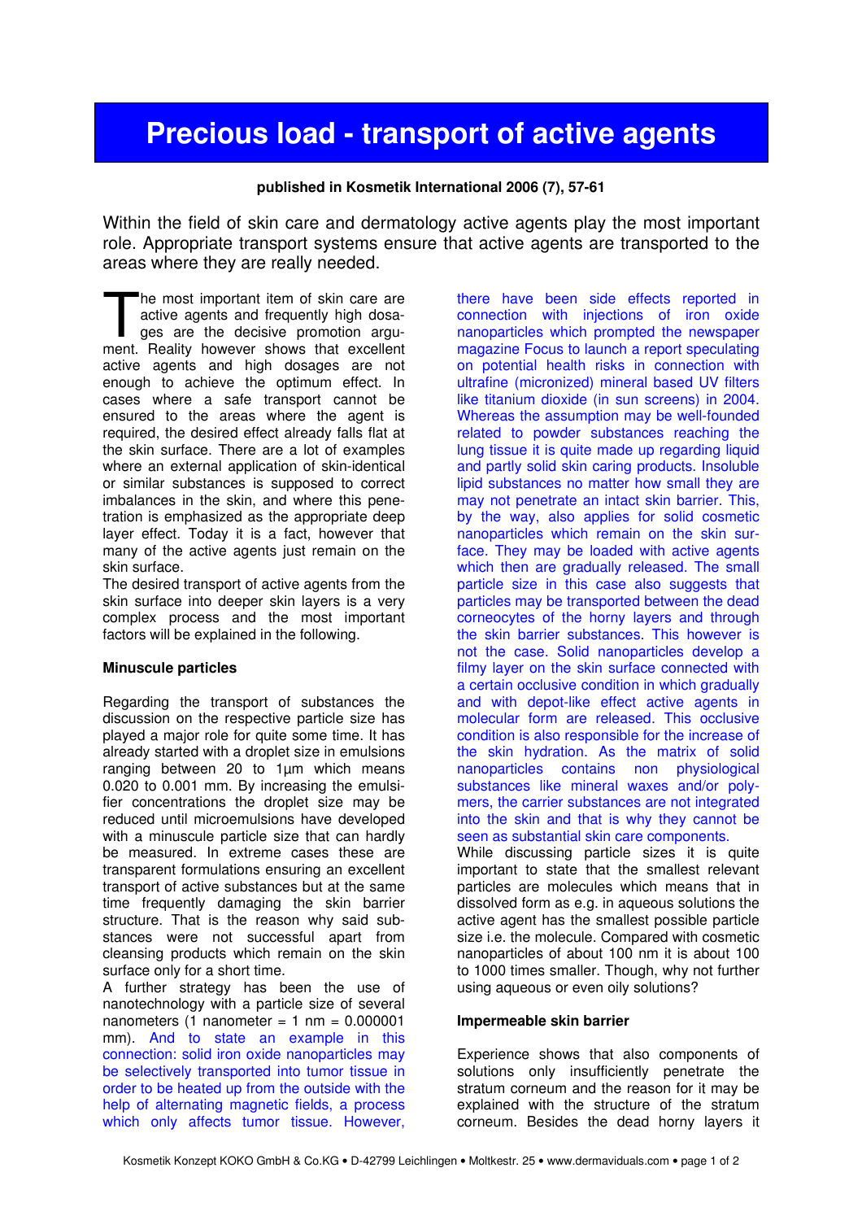# Precious load - transport of active agents

**published in Kosmetik International 2006 (7), 57-61**

Within the field of skin care and dermatology active agents play the most important role. Appropriate transport systems ensure that active agents are transported to the areas where they are really needed.

The most important item of skin care are active agents and frequently high dosages are the decisive promotion argument. Reality however shows that excellent active agents and high dosages are not enough to achieve the optimum effect. In cases where a safe transport cannot be ensured to the areas where the agent is required, the desired effect already falls flat at the skin surface. There are a lot of examples where an external application of skin-identical or similar substances is supposed to correct imbalances in the skin, and where this penetration is emphasized as the appropriate deep layer effect. Today it is a fact, however that many of the active agents just remain on the skin surface.

The desired transport of active agents from the skin surface into deeper skin layers is a very complex process and the most important factors will be explained in the following.

### Minuscule particles

Regarding the transport of substances the discussion on the respective particle size has played a major role for quite some time. It has already started with a droplet size in emulsions ranging between 20 to 1µm which means 0.020 to 0.001 mm. By increasing the emulsifier concentrations the droplet size may be reduced until microemulsions have developed with a minuscule particle size that can hardly be measured. In extreme cases these are transparent formulations ensuring an excellent transport of active substances but at the same time frequently damaging the skin barrier structure. That is the reason why said substances were not successful apart from cleansing products which remain on the skin surface only for a short time.

A further strategy has been the use of nanotechnology with a particle size of several nanometers (1 nanometer = 1 nm = 0.000001 mm). And to state an example in this connection: solid iron oxide nanoparticles may be selectively transported into tumor tissue in order to be heated up from the outside with the help of alternating magnetic fields, a process which only affects tumor tissue. However, there have been side effects reported in connection with injections of iron oxide nanoparticles which prompted the newspaper magazine Focus to launch a report speculating on potential health risks in connection with ultrafine (micronized) mineral based UV filters like titanium dioxide (in sun screens) in 2004. Whereas the assumption may be well-founded related to powder substances reaching the lung tissue it is quite made up regarding liquid and partly solid skin caring products. Insoluble lipid substances no matter how small they are may not penetrate an intact skin barrier. This, by the way, also applies for solid cosmetic nanoparticles which remain on the skin surface. They may be loaded with active agents which then are gradually released. The small particle size in this case also suggests that particles may be transported between the dead corneocytes of the horny layers and through the skin barrier substances. This however is not the case. Solid nanoparticles develop a filmy layer on the skin surface connected with a certain occlusive condition in which gradually and with depot-like effect active agents in molecular form are released. This occlusive condition is also responsible for the increase of the skin hydration. As the matrix of solid nanoparticles contains non physiological substances like mineral waxes and/or polymers, the carrier substances are not integrated into the skin and that is why they cannot be seen as substantial skin care components.

While discussing particle sizes it is quite important to state that the smallest relevant particles are molecules which means that in dissolved form as e.g. in aqueous solutions the active agent has the smallest possible particle size i.e. the molecule. Compared with cosmetic nanoparticles of about 100 nm it is about 100 to 1000 times smaller. Though, why not further using aqueous or even oily solutions?

### Impermeable skin barrier

Experience shows that also components of solutions only insufficiently penetrate the stratum corneum and the reason for it may be explained with the structure of the stratum corneum. Besides the dead horny layers it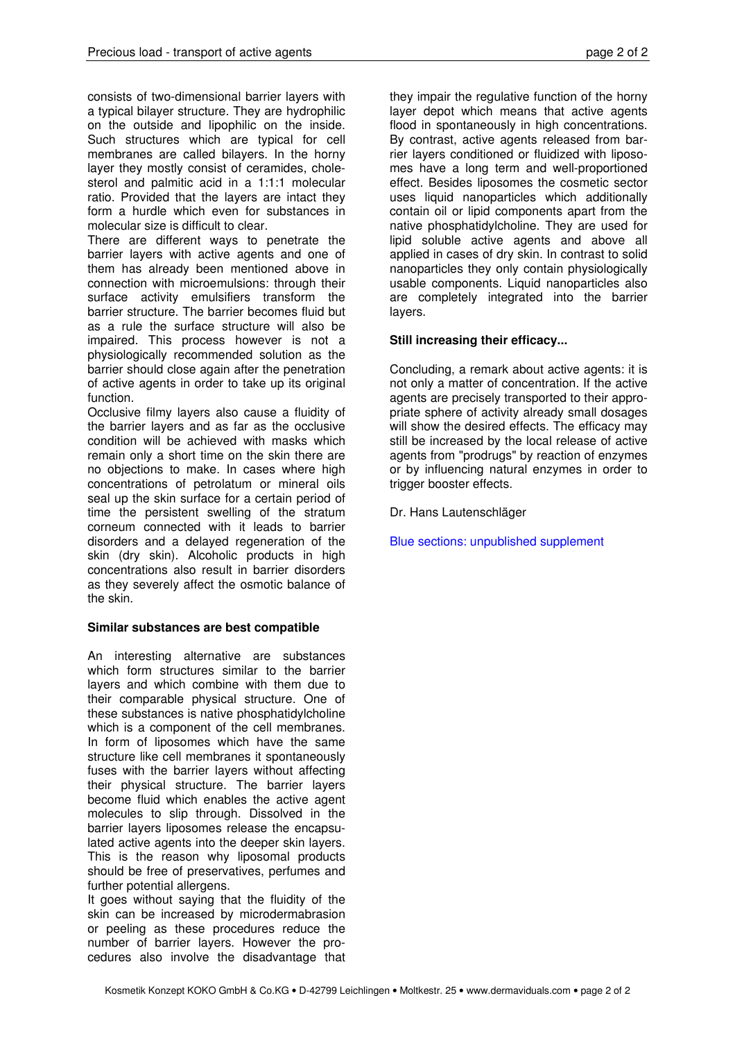consists of two-dimensional barrier layers with a typical bilayer structure. They are hydrophilic on the outside and lipophilic on the inside. Such structures which are typical for cell membranes are called bilayers. In the horny layer they mostly consist of ceramides, cholesterol and palmitic acid in a 1:1:1 molecular ratio. Provided that the layers are intact they form a hurdle which even for substances in molecular size is difficult to clear.

There are different ways to penetrate the barrier layers with active agents and one of them has already been mentioned above in connection with microemulsions: through their surface activity emulsifiers transform the barrier structure. The barrier becomes fluid but as a rule the surface structure will also be impaired. This process however is not a physiologically recommended solution as the barrier should close again after the penetration of active agents in order to take up its original function.

Occlusive filmy layers also cause a fluidity of the barrier layers and as far as the occlusive condition will be achieved with masks which remain only a short time on the skin there are no objections to make. In cases where high concentrations of petrolatum or mineral oils seal up the skin surface for a certain period of time the persistent swelling of the stratum corneum connected with it leads to barrier disorders and a delayed regeneration of the skin (dry skin). Alcoholic products in high concentrations also result in barrier disorders as they severely affect the osmotic balance of the skin.

**Similar substances are best compatible**

An interesting alternative are substances which form structures similar to the barrier layers and which combine with them due to their comparable physical structure. One of these substances is native phosphatidylcholine which is a component of the cell membranes. In form of liposomes which have the same structure like cell membranes it spontaneously fuses with the barrier layers without affecting their physical structure. The barrier layers become fluid which enables the active agent molecules to slip through. Dissolved in the barrier layers liposomes release the encapsulated active agents into the deeper skin layers. This is the reason why liposomal products should be free of preservatives, perfumes and further potential allergens.

It goes without saying that the fluidity of the skin can be increased by microdermabrasion or peeling as these procedures reduce the number of barrier layers. However the procedures also involve the disadvantage that they impair the regulative function of the horny layer depot which means that active agents flood in spontaneously in high concentrations. By contrast, active agents released from barrier layers conditioned or fluidized with liposomes have a long term and well-proportioned effect. Besides liposomes the cosmetic sector uses liquid nanoparticles which additionally contain oil or lipid components apart from the native phosphatidylcholine. They are used for lipid soluble active agents and above all applied in cases of dry skin. In contrast to solid nanoparticles they only contain physiologically usable components. Liquid nanoparticles also are completely integrated into the barrier layers.

**Still increasing their efficacy...**

Concluding, a remark about active agents: it is not only a matter of concentration. If the active agents are precisely transported to their appropriate sphere of activity already small dosages will show the desired effects. The efficacy may still be increased by the local release of active agents from "prodrugs" by reaction of enzymes or by influencing natural enzymes in order to trigger booster effects.

Dr. Hans Lautenschläger

Blue sections: unpublished supplement